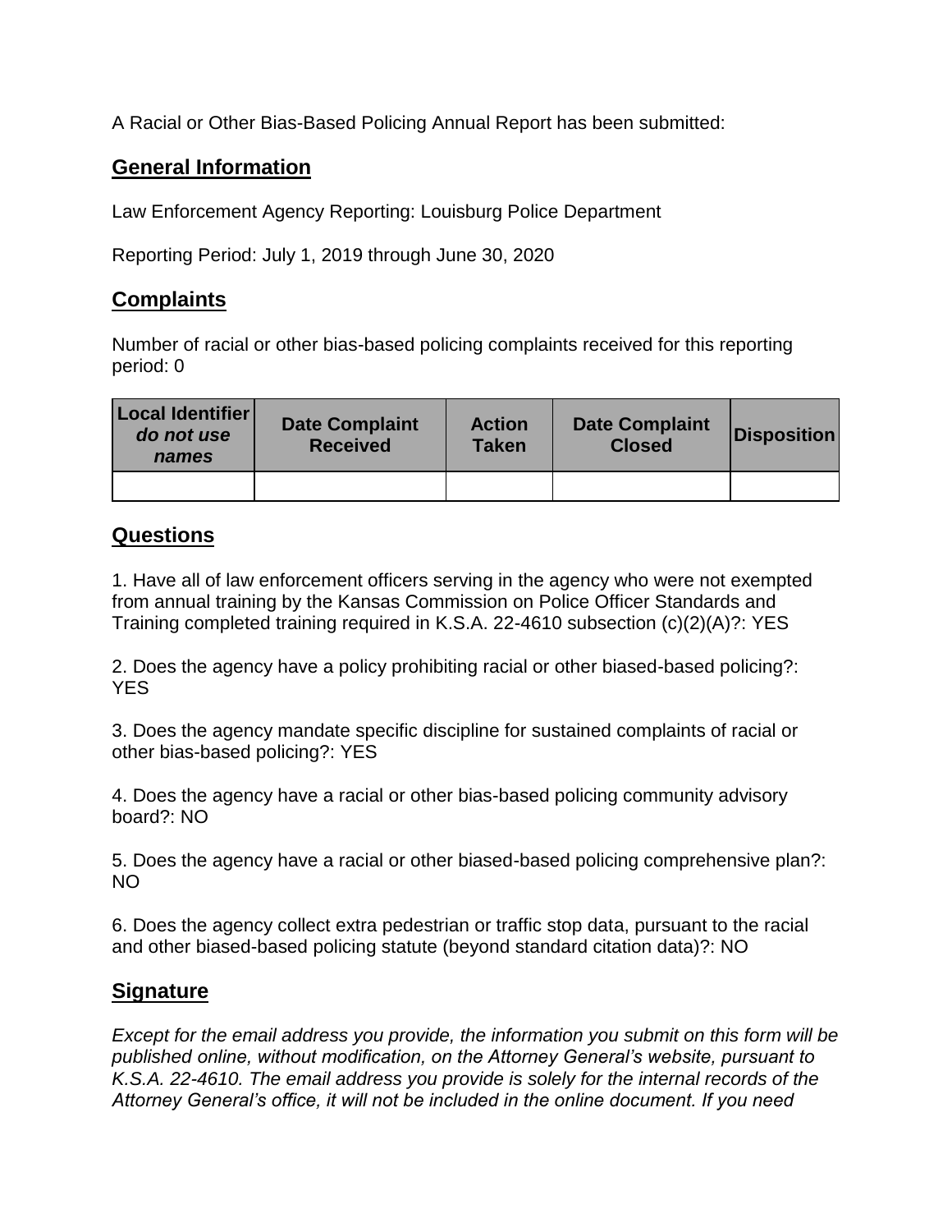A Racial or Other Bias-Based Policing Annual Report has been submitted:

## General Information

Law Enforcement Agency Reporting: Louisburg Police Department

Reporting Period: July 1, 2019 through June 30, 2020

## Complaints

Number of racial or other bias-based policing complaints received for this reporting period: 0

| Local Identifier *do not use names* | Date Complaint Received | Action Taken | Date Complaint Closed | Disposition |
|---|---|---|---|---|
| | | | | |

## Questions

1. Have all of law enforcement officers serving in the agency who were not exempted from annual training by the Kansas Commission on Police Officer Standards and Training completed training required in K.S.A. 22-4610 subsection (c)(2)(A)?: YES

2. Does the agency have a policy prohibiting racial or other biased-based policing?: YES

3. Does the agency mandate specific discipline for sustained complaints of racial or other bias-based policing?: YES

4. Does the agency have a racial or other bias-based policing community advisory board?: NO

5. Does the agency have a racial or other biased-based policing comprehensive plan?: NO

6. Does the agency collect extra pedestrian or traffic stop data, pursuant to the racial and other biased-based policing statute (beyond standard citation data)?: NO

## Signature

*Except for the email address you provide, the information you submit on this form will be published online, without modification, on the Attorney General's website, pursuant to K.S.A. 22-4610. The email address you provide is solely for the internal records of the Attorney General's office, it will not be included in the online document. If you need*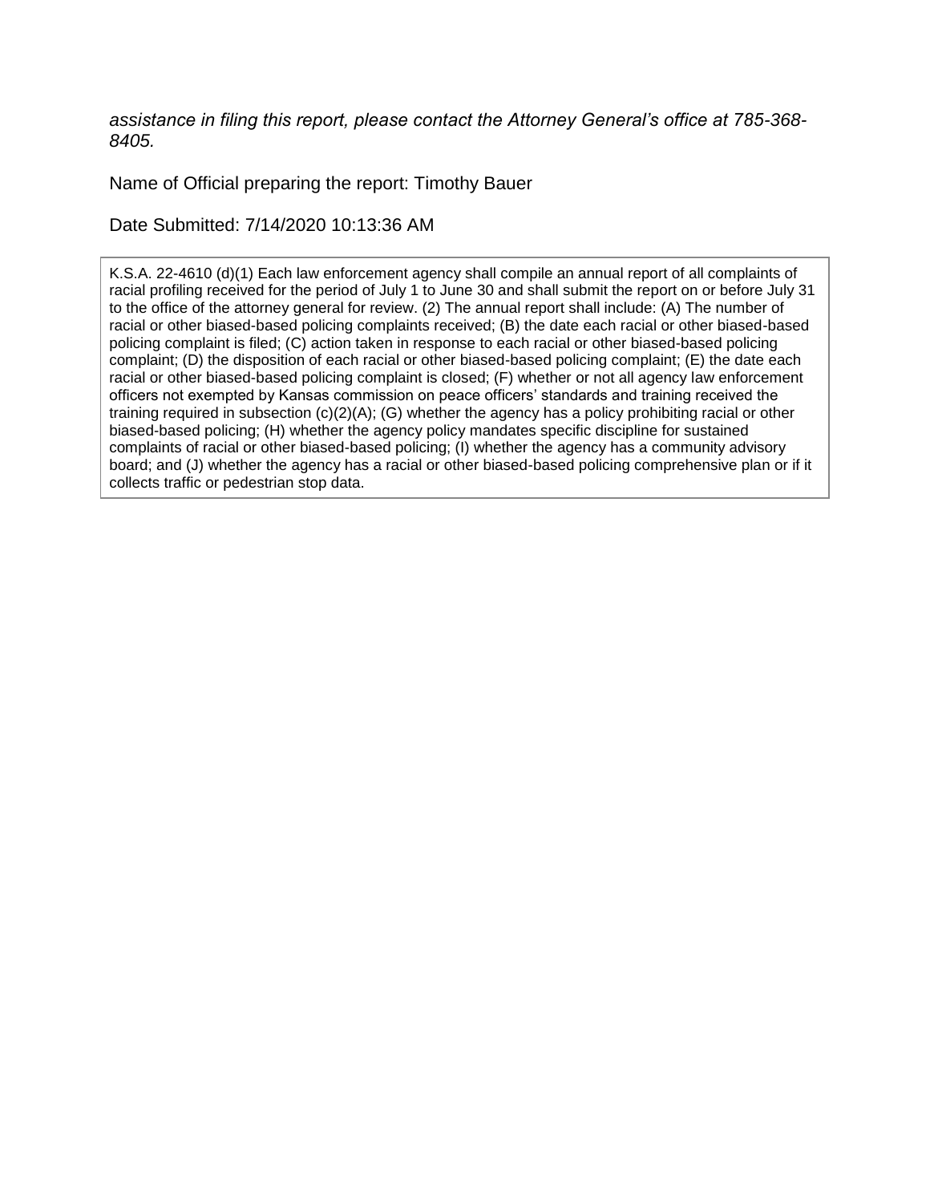*assistance in filing this report, please contact the Attorney General's office at 785-368-8405.*

Name of Official preparing the report: Timothy Bauer

Date Submitted: 7/14/2020 10:13:36 AM

K.S.A. 22-4610 (d)(1) Each law enforcement agency shall compile an annual report of all complaints of racial profiling received for the period of July 1 to June 30 and shall submit the report on or before July 31 to the office of the attorney general for review. (2) The annual report shall include: (A) The number of racial or other biased-based policing complaints received; (B) the date each racial or other biased-based policing complaint is filed; (C) action taken in response to each racial or other biased-based policing complaint; (D) the disposition of each racial or other biased-based policing complaint; (E) the date each racial or other biased-based policing complaint is closed; (F) whether or not all agency law enforcement officers not exempted by Kansas commission on peace officers' standards and training received the training required in subsection (c)(2)(A); (G) whether the agency has a policy prohibiting racial or other biased-based policing; (H) whether the agency policy mandates specific discipline for sustained complaints of racial or other biased-based policing; (I) whether the agency has a community advisory board; and (J) whether the agency has a racial or other biased-based policing comprehensive plan or if it collects traffic or pedestrian stop data.